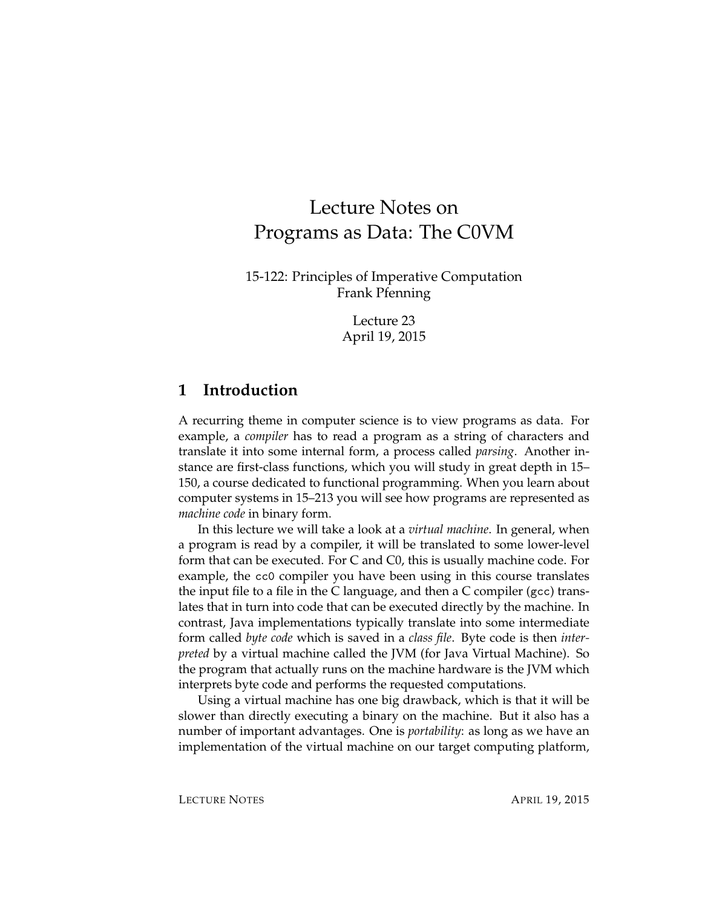# Lecture Notes on Programs as Data: The C0VM

15-122: Principles of Imperative Computation
Frank Pfenning

Lecture 23
April 19, 2015

## 1 Introduction

A recurring theme in computer science is to view programs as data. For example, a *compiler* has to read a program as a string of characters and translate it into some internal form, a process called *parsing*. Another instance are first-class functions, which you will study in great depth in 15–150, a course dedicated to functional programming. When you learn about computer systems in 15–213 you will see how programs are represented as *machine code* in binary form.

In this lecture we will take a look at a *virtual machine*. In general, when a program is read by a compiler, it will be translated to some lower-level form that can be executed. For C and C0, this is usually machine code. For example, the `cc0` compiler you have been using in this course translates the input file to a file in the C language, and then a C compiler (`gcc`) translates that in turn into code that can be executed directly by the machine. In contrast, Java implementations typically translate into some intermediate form called *byte code* which is saved in a *class file*. Byte code is then *interpreted* by a virtual machine called the JVM (for Java Virtual Machine). So the program that actually runs on the machine hardware is the JVM which interprets byte code and performs the requested computations.

Using a virtual machine has one big drawback, which is that it will be slower than directly executing a binary on the machine. But it also has a number of important advantages. One is *portability*: as long as we have an implementation of the virtual machine on our target computing platform,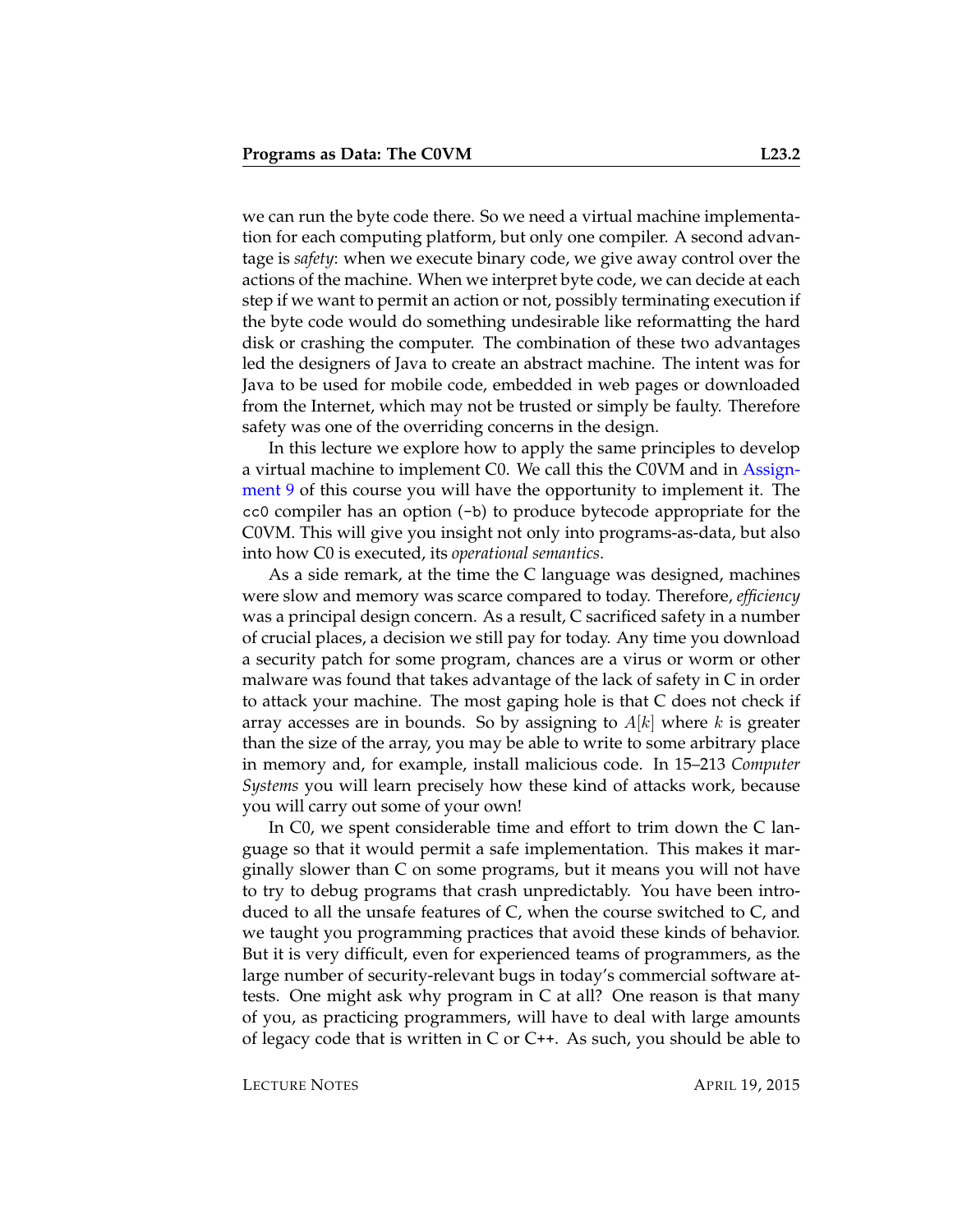we can run the byte code there. So we need a virtual machine implementation for each computing platform, but only one compiler. A second advantage is *safety*: when we execute binary code, we give away control over the actions of the machine. When we interpret byte code, we can decide at each step if we want to permit an action or not, possibly terminating execution if the byte code would do something undesirable like reformatting the hard disk or crashing the computer. The combination of these two advantages led the designers of Java to create an abstract machine. The intent was for Java to be used for mobile code, embedded in web pages or downloaded from the Internet, which may not be trusted or simply be faulty. Therefore safety was one of the overriding concerns in the design.

In this lecture we explore how to apply the same principles to develop a virtual machine to implement C0. We call this the C0VM and in Assignment 9 of this course you will have the opportunity to implement it. The `cc0` compiler has an option (`-b`) to produce bytecode appropriate for the C0VM. This will give you insight not only into programs-as-data, but also into how C0 is executed, its *operational semantics*.

As a side remark, at the time the C language was designed, machines were slow and memory was scarce compared to today. Therefore, *efficiency* was a principal design concern. As a result, C sacrificed safety in a number of crucial places, a decision we still pay for today. Any time you download a security patch for some program, chances are a virus or worm or other malware was found that takes advantage of the lack of safety in C in order to attack your machine. The most gaping hole is that C does not check if array accesses are in bounds. So by assigning to $A[k]$ where $k$ is greater than the size of the array, you may be able to write to some arbitrary place in memory and, for example, install malicious code. In 15–213 *Computer Systems* you will learn precisely how these kind of attacks work, because you will carry out some of your own!

In C0, we spent considerable time and effort to trim down the C language so that it would permit a safe implementation. This makes it marginally slower than C on some programs, but it means you will not have to try to debug programs that crash unpredictably. You have been introduced to all the unsafe features of C, when the course switched to C, and we taught you programming practices that avoid these kinds of behavior. But it is very difficult, even for experienced teams of programmers, as the large number of security-relevant bugs in today's commercial software attests. One might ask why program in C at all? One reason is that many of you, as practicing programmers, will have to deal with large amounts of legacy code that is written in C or C++. As such, you should be able to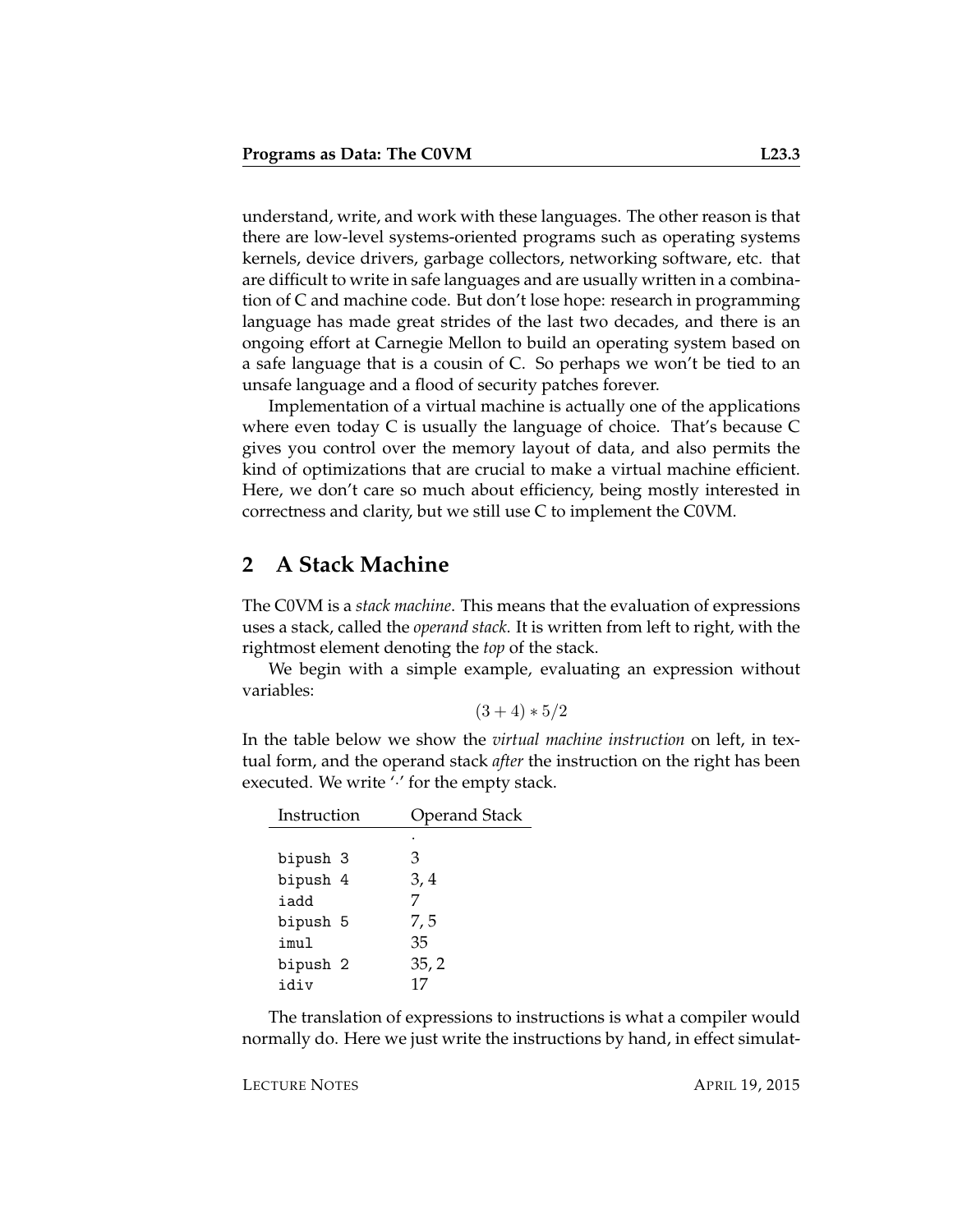understand, write, and work with these languages. The other reason is that there are low-level systems-oriented programs such as operating systems kernels, device drivers, garbage collectors, networking software, etc. that are difficult to write in safe languages and are usually written in a combination of C and machine code. But don't lose hope: research in programming language has made great strides of the last two decades, and there is an ongoing effort at Carnegie Mellon to build an operating system based on a safe language that is a cousin of C. So perhaps we won't be tied to an unsafe language and a flood of security patches forever.

Implementation of a virtual machine is actually one of the applications where even today C is usually the language of choice. That's because C gives you control over the memory layout of data, and also permits the kind of optimizations that are crucial to make a virtual machine efficient. Here, we don't care so much about efficiency, being mostly interested in correctness and clarity, but we still use C to implement the C0VM.

## 2 A Stack Machine

The C0VM is a *stack machine*. This means that the evaluation of expressions uses a stack, called the *operand stack*. It is written from left to right, with the rightmost element denoting the *top* of the stack.

We begin with a simple example, evaluating an expression without variables:

$$(3 + 4) * 5/2$$

In the table below we show the *virtual machine instruction* on left, in textual form, and the operand stack *after* the instruction on the right has been executed. We write '$\cdot$' for the empty stack.

| Instruction | Operand Stack |
|---|---|
| | $\cdot$ |
| `bipush 3` | 3 |
| `bipush 4` | 3, 4 |
| `iadd` | 7 |
| `bipush 5` | 7, 5 |
| `imul` | 35 |
| `bipush 2` | 35, 2 |
| `idiv` | 17 |

The translation of expressions to instructions is what a compiler would normally do. Here we just write the instructions by hand, in effect simulat-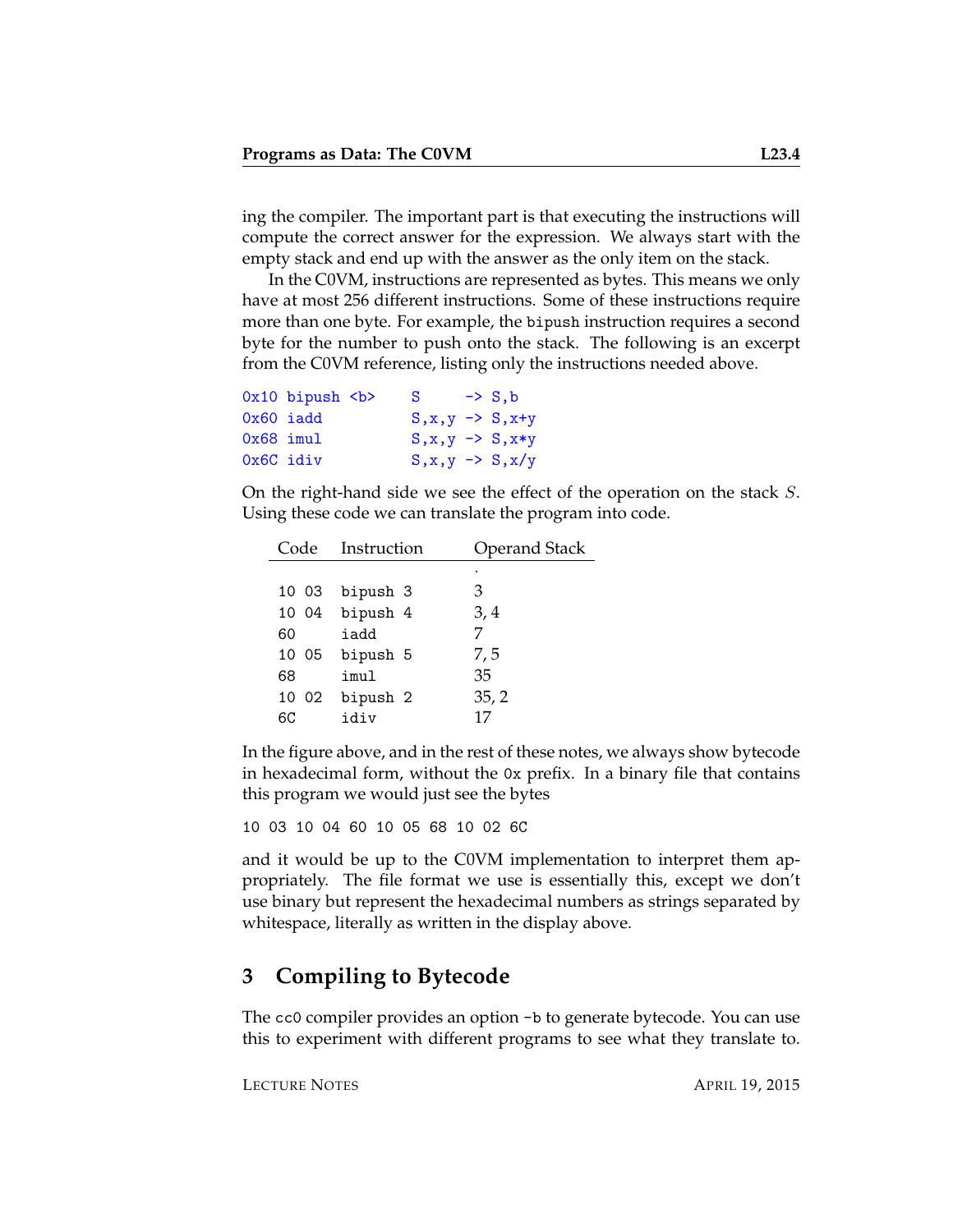ing the compiler. The important part is that executing the instructions will compute the correct answer for the expression. We always start with the empty stack and end up with the answer as the only item on the stack.

In the C0VM, instructions are represented as bytes. This means we only have at most 256 different instructions. Some of these instructions require more than one byte. For example, the `bipush` instruction requires a second byte for the number to push onto the stack. The following is an excerpt from the C0VM reference, listing only the instructions needed above.

```
0x10 bipush <b>    S     -> S,b
0x60 iadd          S,x,y -> S,x+y
0x68 imul          S,x,y -> S,x*y
0x6C idiv          S,x,y -> S,x/y
```

On the right-hand side we see the effect of the operation on the stack $S$. Using these code we can translate the program into code.

| Code | Instruction | Operand Stack |
| --- | --- | --- |
| | | · |
| 10 03 | bipush 3 | 3 |
| 10 04 | bipush 4 | 3, 4 |
| 60 | iadd | 7 |
| 10 05 | bipush 5 | 7, 5 |
| 68 | imul | 35 |
| 10 02 | bipush 2 | 35, 2 |
| 6C | idiv | 17 |

In the figure above, and in the rest of these notes, we always show bytecode in hexadecimal form, without the `0x` prefix. In a binary file that contains this program we would just see the bytes

```
10 03 10 04 60 10 05 68 10 02 6C
```

and it would be up to the C0VM implementation to interpret them appropriately. The file format we use is essentially this, except we don't use binary but represent the hexadecimal numbers as strings separated by whitespace, literally as written in the display above.

## 3 Compiling to Bytecode

The `cc0` compiler provides an option `-b` to generate bytecode. You can use this to experiment with different programs to see what they translate to.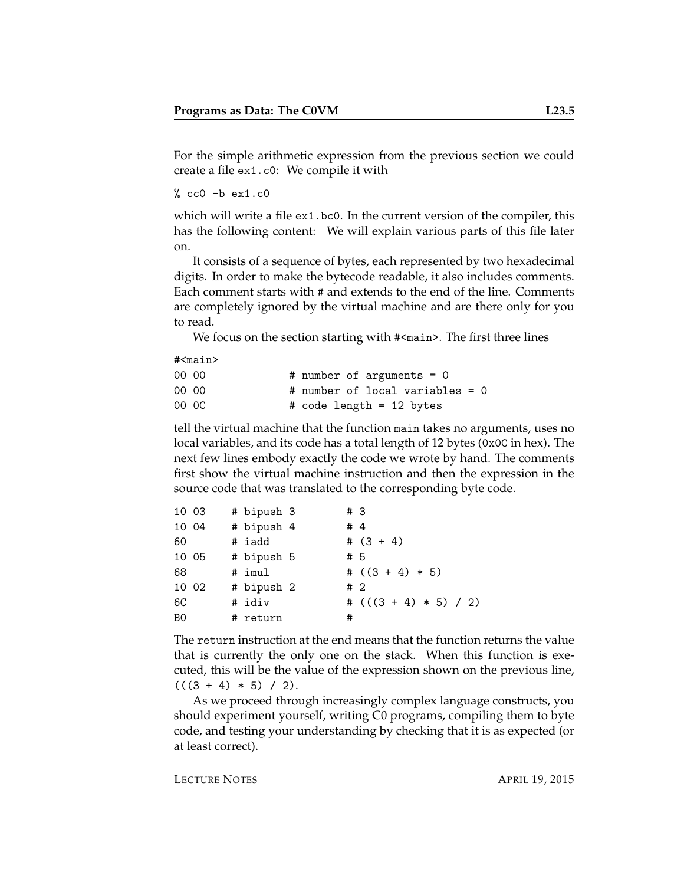For the simple arithmetic expression from the previous section we could create a file `ex1.c0`: We compile it with

```
% cc0 -b ex1.c0
```

which will write a file `ex1.bc0`. In the current version of the compiler, this has the following content: We will explain various parts of this file later on.

It consists of a sequence of bytes, each represented by two hexadecimal digits. In order to make the bytecode readable, it also includes comments. Each comment starts with # and extends to the end of the line. Comments are completely ignored by the virtual machine and are there only for you to read.

We focus on the section starting with `#<main>`. The first three lines

```
#<main>
00 00           # number of arguments = 0
00 00           # number of local variables = 0
00 0C           # code length = 12 bytes
```

tell the virtual machine that the function `main` takes no arguments, uses no local variables, and its code has a total length of 12 bytes (`0x0C` in hex). The next few lines embody exactly the code we wrote by hand. The comments first show the virtual machine instruction and then the expression in the source code that was translated to the corresponding byte code.

```
10 03    # bipush 3        # 3
10 04    # bipush 4        # 4
60       # iadd            # (3 + 4)
10 05    # bipush 5        # 5
68       # imul            # ((3 + 4) * 5)
10 02    # bipush 2        # 2
6C       # idiv            # (((3 + 4) * 5) / 2)
B0       # return          #
```

The `return` instruction at the end means that the function returns the value that is currently the only one on the stack. When this function is executed, this will be the value of the expression shown on the previous line, `(((3 + 4) * 5) / 2)`.

As we proceed through increasingly complex language constructs, you should experiment yourself, writing C0 programs, compiling them to byte code, and testing your understanding by checking that it is as expected (or at least correct).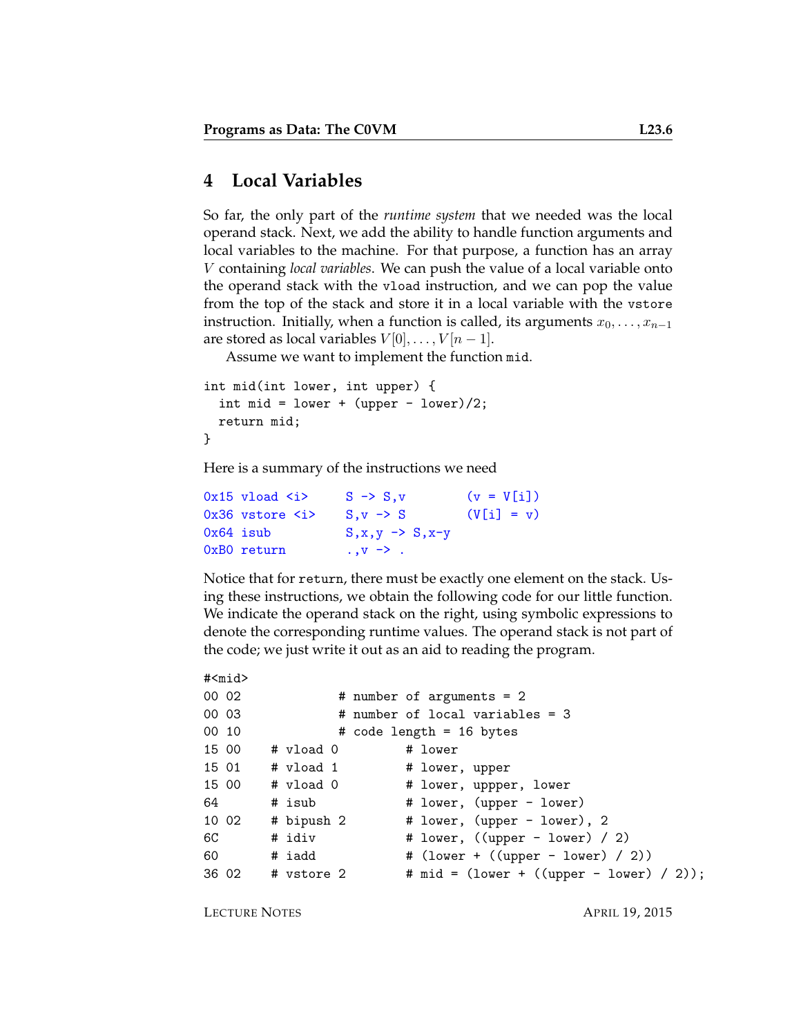## 4 Local Variables

So far, the only part of the *runtime system* that we needed was the local operand stack. Next, we add the ability to handle function arguments and local variables to the machine. For that purpose, a function has an array $V$ containing *local variables*. We can push the value of a local variable onto the operand stack with the `vload` instruction, and we can pop the value from the top of the stack and store it in a local variable with the `vstore` instruction. Initially, when a function is called, its arguments $x_0, \ldots, x_{n-1}$ are stored as local variables $V[0], \ldots, V[n-1]$.

Assume we want to implement the function `mid`.

```
int mid(int lower, int upper) {
  int mid = lower + (upper - lower)/2;
  return mid;
}
```

Here is a summary of the instructions we need

```
0x15 vload <i>     S -> S,v        (v = V[i])
0x36 vstore <i>    S,v -> S        (V[i] = v)
0x64 isub          S,x,y -> S,x-y
0xB0 return        .,v -> .
```

Notice that for `return`, there must be exactly one element on the stack. Using these instructions, we obtain the following code for our little function. We indicate the operand stack on the right, using symbolic expressions to denote the corresponding runtime values. The operand stack is not part of the code; we just write it out as an aid to reading the program.

```
#<mid>
00 02            # number of arguments = 2
00 03            # number of local variables = 3
00 10            # code length = 16 bytes
15 00    # vload 0        # lower
15 01    # vload 1        # lower, upper
15 00    # vload 0        # lower, uppper, lower
64       # isub           # lower, (upper - lower)
10 02    # bipush 2       # lower, (upper - lower), 2
6C       # idiv           # lower, ((upper - lower) / 2)
60       # iadd           # (lower + ((upper - lower) / 2))
36 02    # vstore 2       # mid = (lower + ((upper - lower) / 2));
```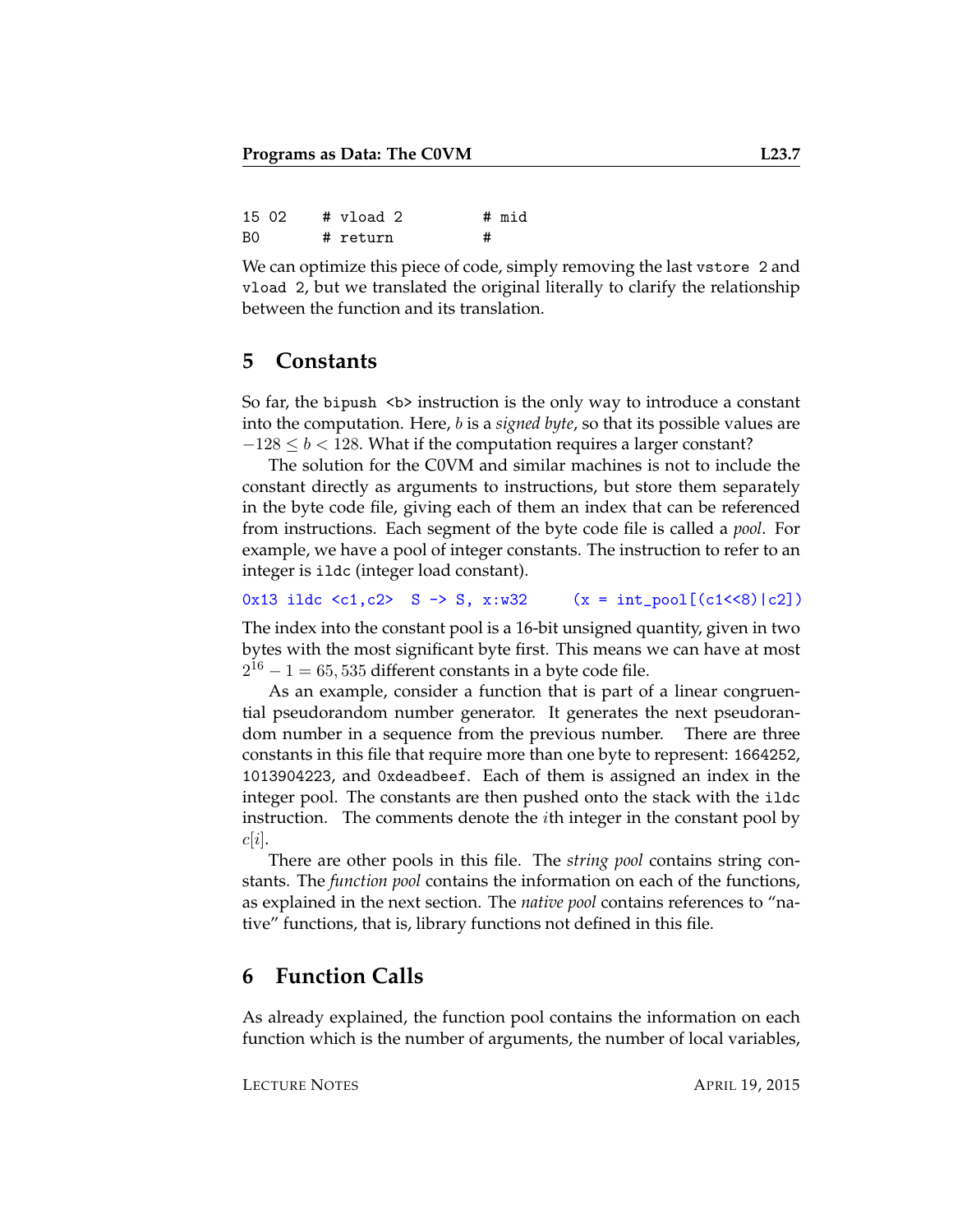```
15 02    # vload 2          # mid
B0       # return           #
```

We can optimize this piece of code, simply removing the last `vstore 2` and `vload 2`, but we translated the original literally to clarify the relationship between the function and its translation.

## 5 Constants

So far, the `bipush <b>` instruction is the only way to introduce a constant into the computation. Here, $b$ is a *signed byte*, so that its possible values are $-128 \leq b < 128$. What if the computation requires a larger constant?

The solution for the C0VM and similar machines is not to include the constant directly as arguments to instructions, but store them separately in the byte code file, giving each of them an index that can be referenced from instructions. Each segment of the byte code file is called a *pool*. For example, we have a pool of integer constants. The instruction to refer to an integer is `ildc` (integer load constant).

```
0x13 ildc <c1,c2>  S -> S, x:w32     (x = int_pool[(c1<<8)|c2])
```

The index into the constant pool is a 16-bit unsigned quantity, given in two bytes with the most significant byte first. This means we can have at most $2^{16} - 1 = 65,535$ different constants in a byte code file.

As an example, consider a function that is part of a linear congruential pseudorandom number generator. It generates the next pseudorandom number in a sequence from the previous number. There are three constants in this file that require more than one byte to represent: `1664252`, `1013904223`, and `0xdeadbeef`. Each of them is assigned an index in the integer pool. The constants are then pushed onto the stack with the `ildc` instruction. The comments denote the $i$th integer in the constant pool by $c[i]$.

There are other pools in this file. The *string pool* contains string constants. The *function pool* contains the information on each of the functions, as explained in the next section. The *native pool* contains references to "native" functions, that is, library functions not defined in this file.

## 6 Function Calls

As already explained, the function pool contains the information on each function which is the number of arguments, the number of local variables,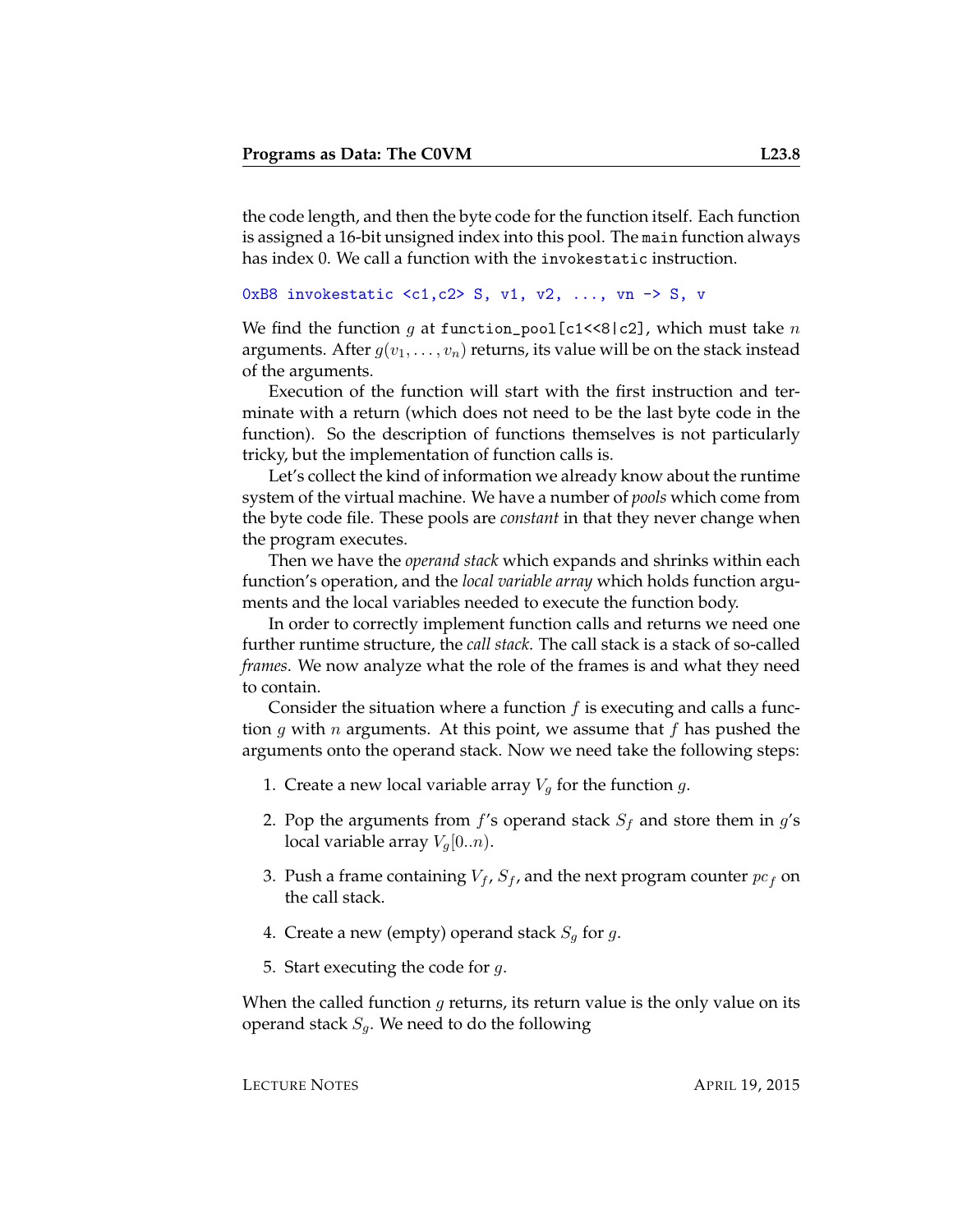the code length, and then the byte code for the function itself. Each function is assigned a 16-bit unsigned index into this pool. The `main` function always has index 0. We call a function with the `invokestatic` instruction.

```
0xB8 invokestatic <c1,c2> S, v1, v2, ..., vn -> S, v
```

We find the function $g$ at `function_pool[c1<<8|c2]`, which must take $n$ arguments. After $g(v_1, \ldots, v_n)$ returns, its value will be on the stack instead of the arguments.

Execution of the function will start with the first instruction and terminate with a return (which does not need to be the last byte code in the function). So the description of functions themselves is not particularly tricky, but the implementation of function calls is.

Let's collect the kind of information we already know about the runtime system of the virtual machine. We have a number of *pools* which come from the byte code file. These pools are *constant* in that they never change when the program executes.

Then we have the *operand stack* which expands and shrinks within each function's operation, and the *local variable array* which holds function arguments and the local variables needed to execute the function body.

In order to correctly implement function calls and returns we need one further runtime structure, the *call stack*. The call stack is a stack of so-called *frames*. We now analyze what the role of the frames is and what they need to contain.

Consider the situation where a function $f$ is executing and calls a function $g$ with $n$ arguments. At this point, we assume that $f$ has pushed the arguments onto the operand stack. Now we need take the following steps:

1. Create a new local variable array $V_g$ for the function $g$.
2. Pop the arguments from $f$'s operand stack $S_f$ and store them in $g$'s local variable array $V_g[0..n)$.
3. Push a frame containing $V_f$, $S_f$, and the next program counter $pc_f$ on the call stack.
4. Create a new (empty) operand stack $S_g$ for $g$.
5. Start executing the code for $g$.

When the called function $g$ returns, its return value is the only value on its operand stack $S_g$. We need to do the following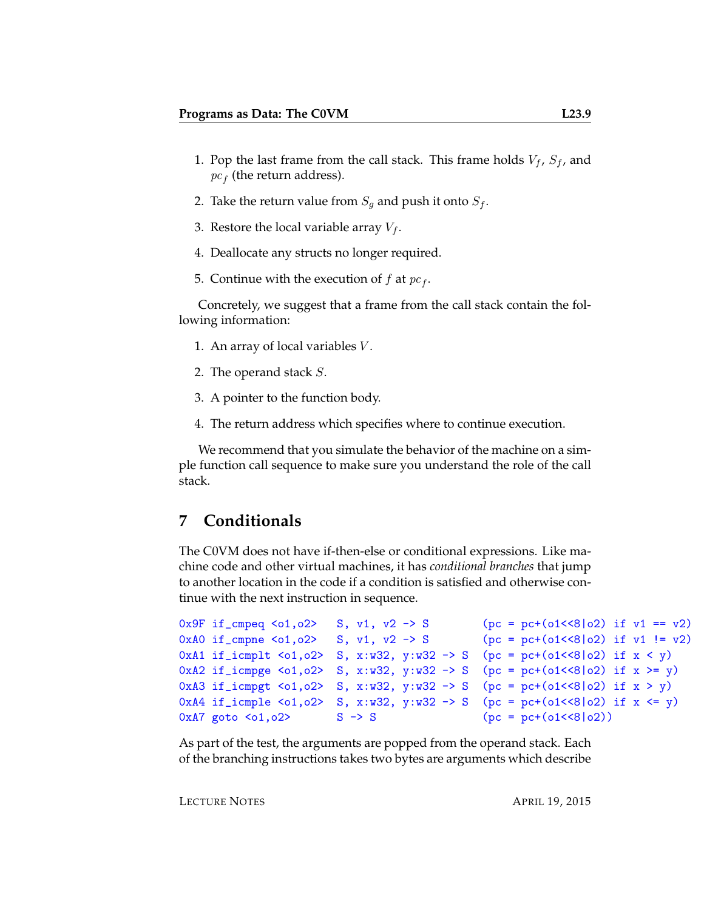1. Pop the last frame from the call stack. This frame holds $V_f$, $S_f$, and $pc_f$ (the return address).

2. Take the return value from $S_g$ and push it onto $S_f$.

3. Restore the local variable array $V_f$.

4. Deallocate any structs no longer required.

5. Continue with the execution of $f$ at $pc_f$.

Concretely, we suggest that a frame from the call stack contain the following information:

1. An array of local variables $V$.

2. The operand stack $S$.

3. A pointer to the function body.

4. The return address which specifies where to continue execution.

We recommend that you simulate the behavior of the machine on a simple function call sequence to make sure you understand the role of the call stack.

## 7 Conditionals

The C0VM does not have if-then-else or conditional expressions. Like machine code and other virtual machines, it has *conditional branches* that jump to another location in the code if a condition is satisfied and otherwise continue with the next instruction in sequence.

```
0x9F if_cmpeq <o1,o2>   S, v1, v2 -> S        (pc = pc+(o1<<8|o2) if v1 == v2)
0xA0 if_cmpne <o1,o2>   S, v1, v2 -> S        (pc = pc+(o1<<8|o2) if v1 != v2)
0xA1 if_icmplt <o1,o2>  S, x:w32, y:w32 -> S  (pc = pc+(o1<<8|o2) if x < y)
0xA2 if_icmpge <o1,o2>  S, x:w32, y:w32 -> S  (pc = pc+(o1<<8|o2) if x >= y)
0xA3 if_icmpgt <o1,o2>  S, x:w32, y:w32 -> S  (pc = pc+(o1<<8|o2) if x > y)
0xA4 if_icmple <o1,o2>  S, x:w32, y:w32 -> S  (pc = pc+(o1<<8|o2) if x <= y)
0xA7 goto <o1,o2>       S -> S                (pc = pc+(o1<<8|o2))
```

As part of the test, the arguments are popped from the operand stack. Each of the branching instructions takes two bytes are arguments which describe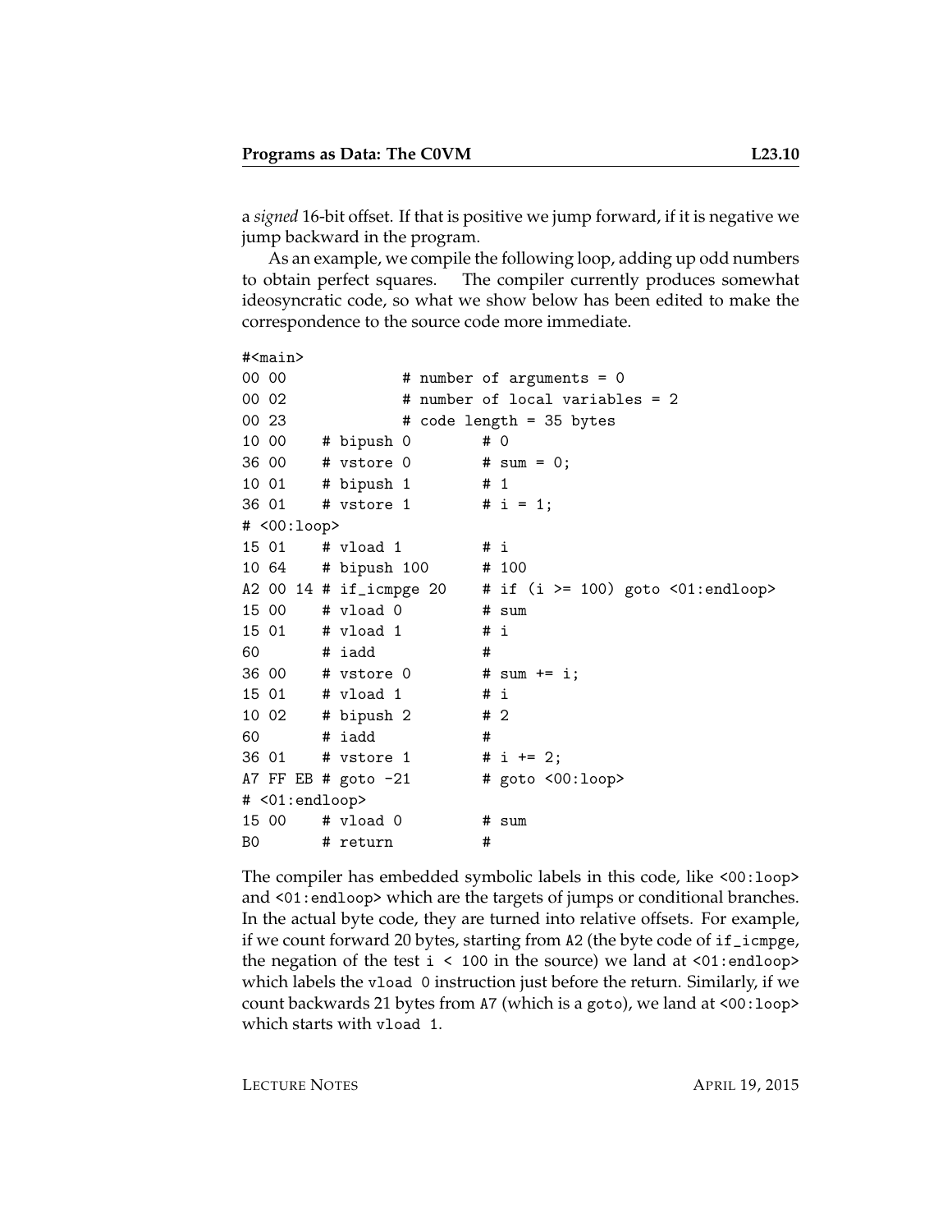a *signed* 16-bit offset. If that is positive we jump forward, if it is negative we jump backward in the program.

As an example, we compile the following loop, adding up odd numbers to obtain perfect squares. The compiler currently produces somewhat ideosyncratic code, so what we show below has been edited to make the correspondence to the source code more immediate.

```
#<main>
00 00               # number of arguments = 0
00 02               # number of local variables = 2
00 23               # code length = 35 bytes
10 00    # bipush 0        # 0
36 00    # vstore 0        # sum = 0;
10 01    # bipush 1        # 1
36 01    # vstore 1        # i = 1;
# <00:loop>
15 01    # vload 1         # i
10 64    # bipush 100      # 100
A2 00 14 # if_icmpge 20    # if (i >= 100) goto <01:endloop>
15 00    # vload 0         # sum
15 01    # vload 1         # i
60       # iadd            #
36 00    # vstore 0        # sum += i;
15 01    # vload 1         # i
10 02    # bipush 2        # 2
60       # iadd            #
36 01    # vstore 1        # i += 2;
A7 FF EB # goto -21        # goto <00:loop>
# <01:endloop>
15 00    # vload 0         # sum
B0       # return          #
```

The compiler has embedded symbolic labels in this code, like `<00:loop>` and `<01:endloop>` which are the targets of jumps or conditional branches. In the actual byte code, they are turned into relative offsets. For example, if we count forward 20 bytes, starting from `A2` (the byte code of `if_icmpge`, the negation of the test `i < 100` in the source) we land at `<01:endloop>` which labels the `vload 0` instruction just before the return. Similarly, if we count backwards 21 bytes from `A7` (which is a `goto`), we land at `<00:loop>` which starts with `vload 1`.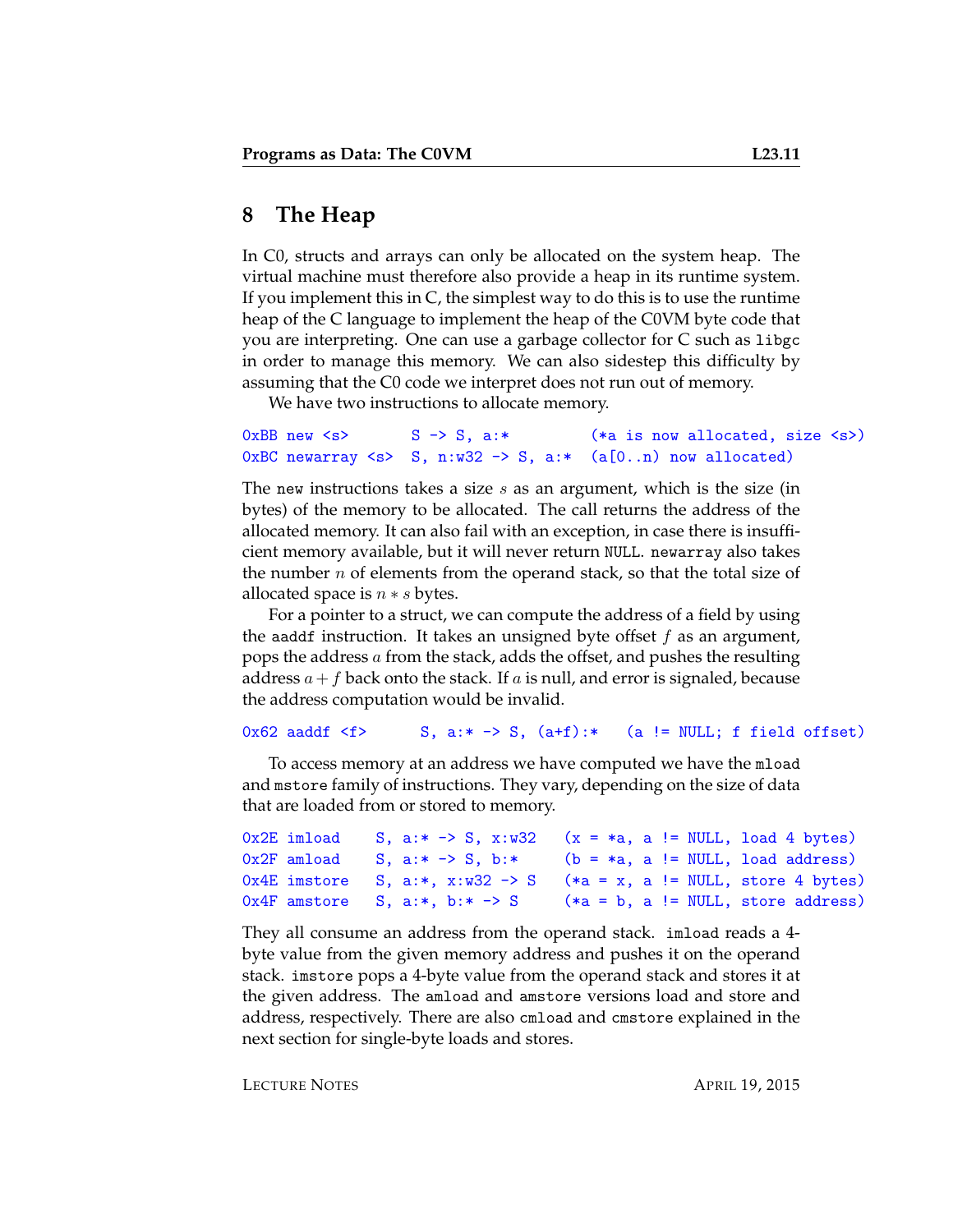## 8 The Heap

In C0, structs and arrays can only be allocated on the system heap. The virtual machine must therefore also provide a heap in its runtime system. If you implement this in C, the simplest way to do this is to use the runtime heap of the C language to implement the heap of the C0VM byte code that you are interpreting. One can use a garbage collector for C such as `libgc` in order to manage this memory. We can also sidestep this difficulty by assuming that the C0 code we interpret does not run out of memory.

We have two instructions to allocate memory.

```
0xBB new <s>       S -> S, a:*         (*a is now allocated, size <s>)
0xBC newarray <s>  S, n:w32 -> S, a:*  (a[0..n) now allocated)
```

The `new` instructions takes a size $s$ as an argument, which is the size (in bytes) of the memory to be allocated. The call returns the address of the allocated memory. It can also fail with an exception, in case there is insufficient memory available, but it will never return `NULL`. `newarray` also takes the number $n$ of elements from the operand stack, so that the total size of allocated space is $n * s$ bytes.

For a pointer to a struct, we can compute the address of a field by using the `aaddf` instruction. It takes an unsigned byte offset $f$ as an argument, pops the address $a$ from the stack, adds the offset, and pushes the resulting address $a + f$ back onto the stack. If $a$ is null, and error is signaled, because the address computation would be invalid.

```
0x62 aaddf <f>      S, a:* -> S, (a+f):*   (a != NULL; f field offset)
```

To access memory at an address we have computed we have the `mload` and `mstore` family of instructions. They vary, depending on the size of data that are loaded from or stored to memory.

```
0x2E imload    S, a:* -> S, x:w32   (x = *a, a != NULL, load 4 bytes)
0x2F amload    S, a:* -> S, b:*     (b = *a, a != NULL, load address)
0x4E imstore   S, a:*, x:w32 -> S   (*a = x, a != NULL, store 4 bytes)
0x4F amstore   S, a:*, b:* -> S     (*a = b, a != NULL, store address)
```

They all consume an address from the operand stack. `imload` reads a 4-byte value from the given memory address and pushes it on the operand stack. `imstore` pops a 4-byte value from the operand stack and stores it at the given address. The `amload` and `amstore` versions load and store and address, respectively. There are also `cmload` and `cmstore` explained in the next section for single-byte loads and stores.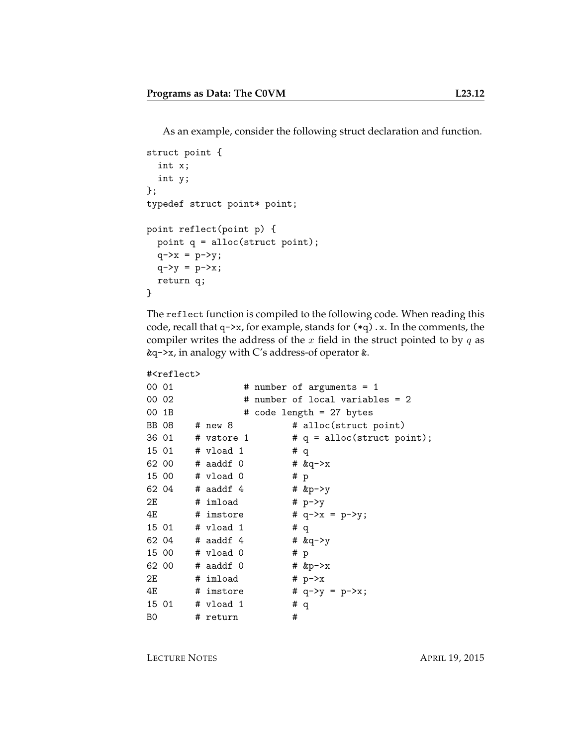As an example, consider the following struct declaration and function.

```
struct point {
  int x;
  int y;
};
typedef struct point* point;

point reflect(point p) {
  point q = alloc(struct point);
  q->x = p->y;
  q->y = p->x;
  return q;
}
```

The `reflect` function is compiled to the following code. When reading this code, recall that `q->x`, for example, stands for `(*q).x`. In the comments, the compiler writes the address of the $x$ field in the struct pointed to by $q$ as `&q->x`, in analogy with C's address-of operator `&`.

```
#<reflect>
00 01            # number of arguments = 1
00 02            # number of local variables = 2
00 1B            # code length = 27 bytes
BB 08    # new 8           # alloc(struct point)
36 01    # vstore 1        # q = alloc(struct point);
15 01    # vload 1         # q
62 00    # aaddf 0         # &q->x
15 00    # vload 0         # p
62 04    # aaddf 4         # &p->y
2E       # imload          # p->y
4E       # imstore         # q->x = p->y;
15 01    # vload 1         # q
62 04    # aaddf 4         # &q->y
15 00    # vload 0         # p
62 00    # aaddf 0         # &p->x
2E       # imload          # p->x
4E       # imstore         # q->y = p->x;
15 01    # vload 1         # q
B0       # return          #
```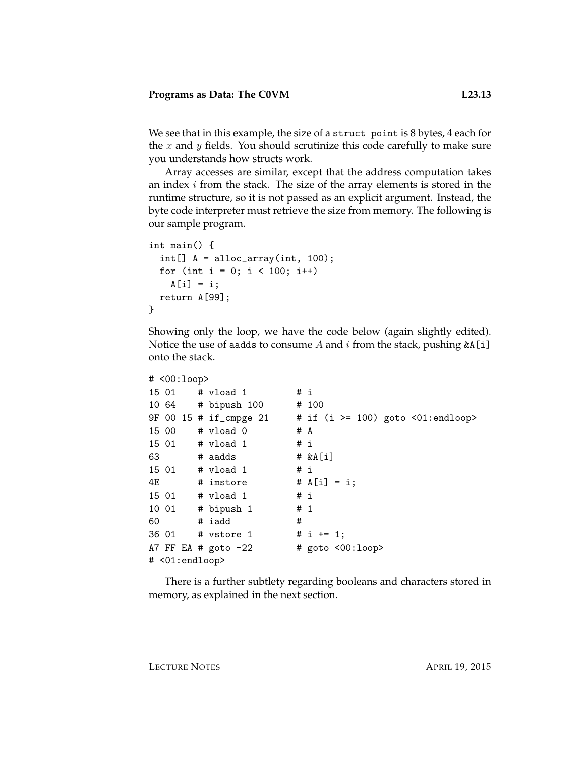We see that in this example, the size of a `struct point` is 8 bytes, 4 each for the $x$ and $y$ fields. You should scrutinize this code carefully to make sure you understands how structs work.

Array accesses are similar, except that the address computation takes an index $i$ from the stack. The size of the array elements is stored in the runtime structure, so it is not passed as an explicit argument. Instead, the byte code interpreter must retrieve the size from memory. The following is our sample program.

```
int main() {
  int[] A = alloc_array(int, 100);
  for (int i = 0; i < 100; i++)
    A[i] = i;
  return A[99];
}
```

Showing only the loop, we have the code below (again slightly edited). Notice the use of `aadds` to consume $A$ and $i$ from the stack, pushing `&A[i]` onto the stack.

```
# <00:loop>
15 01    # vload 1         # i
10 64    # bipush 100      # 100
9F 00 15 # if_cmpge 21     # if (i >= 100) goto <01:endloop>
15 00    # vload 0         # A
15 01    # vload 1         # i
63       # aadds           # &A[i]
15 01    # vload 1         # i
4E       # imstore         # A[i] = i;
15 01    # vload 1         # i
10 01    # bipush 1        # 1
60       # iadd            #
36 01    # vstore 1        # i += 1;
A7 FF EA # goto -22        # goto <00:loop>
# <01:endloop>
```

There is a further subtlety regarding booleans and characters stored in memory, as explained in the next section.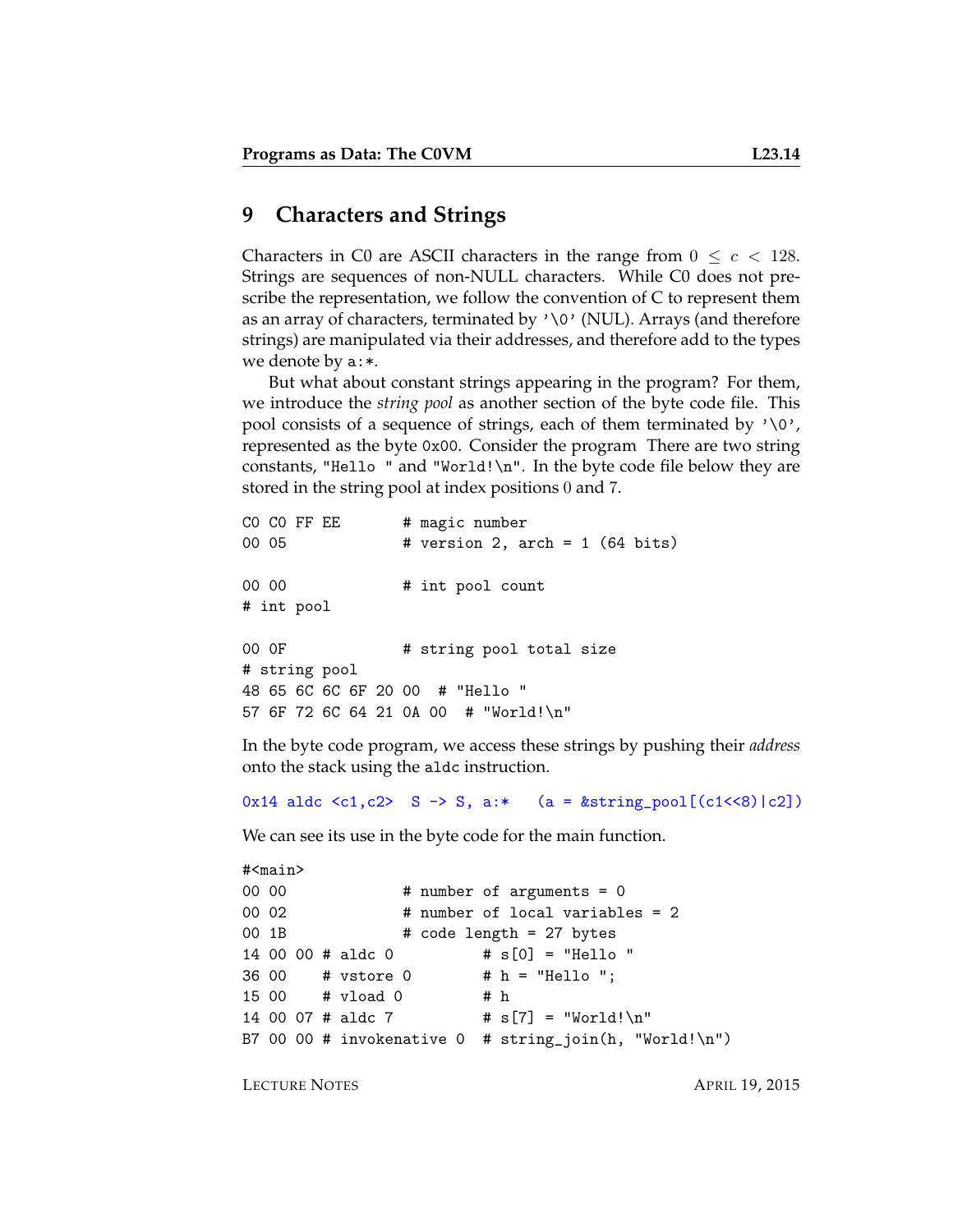## 9 Characters and Strings

Characters in C0 are ASCII characters in the range from $0 \leq c < 128$. Strings are sequences of non-NULL characters. While C0 does not prescribe the representation, we follow the convention of C to represent them as an array of characters, terminated by '\0' (NUL). Arrays (and therefore strings) are manipulated via their addresses, and therefore add to the types we denote by `a:*`.

But what about constant strings appearing in the program? For them, we introduce the *string pool* as another section of the byte code file. This pool consists of a sequence of strings, each of them terminated by '\0', represented as the byte 0x00. Consider the program There are two string constants, "Hello " and "World!\n". In the byte code file below they are stored in the string pool at index positions 0 and 7.

```
C0 C0 FF EE       # magic number
00 05             # version 2, arch = 1 (64 bits)

00 00             # int pool count
# int pool

00 0F             # string pool total size
# string pool
48 65 6C 6C 6F 20 00  # "Hello "
57 6F 72 6C 64 21 0A 00  # "World!\n"
```

In the byte code program, we access these strings by pushing their *address* onto the stack using the `aldc` instruction.

```
0x14 aldc <c1,c2>  S -> S, a:*   (a = &string_pool[(c1<<8)|c2])
```

We can see its use in the byte code for the main function.

```
#<main>
00 00             # number of arguments = 0
00 02             # number of local variables = 2
00 1B             # code length = 27 bytes
14 00 00 # aldc 0          # s[0] = "Hello "
36 00    # vstore 0        # h = "Hello ";
15 00    # vload 0         # h
14 00 07 # aldc 7          # s[7] = "World!\n"
B7 00 00 # invokenative 0  # string_join(h, "World!\n")
```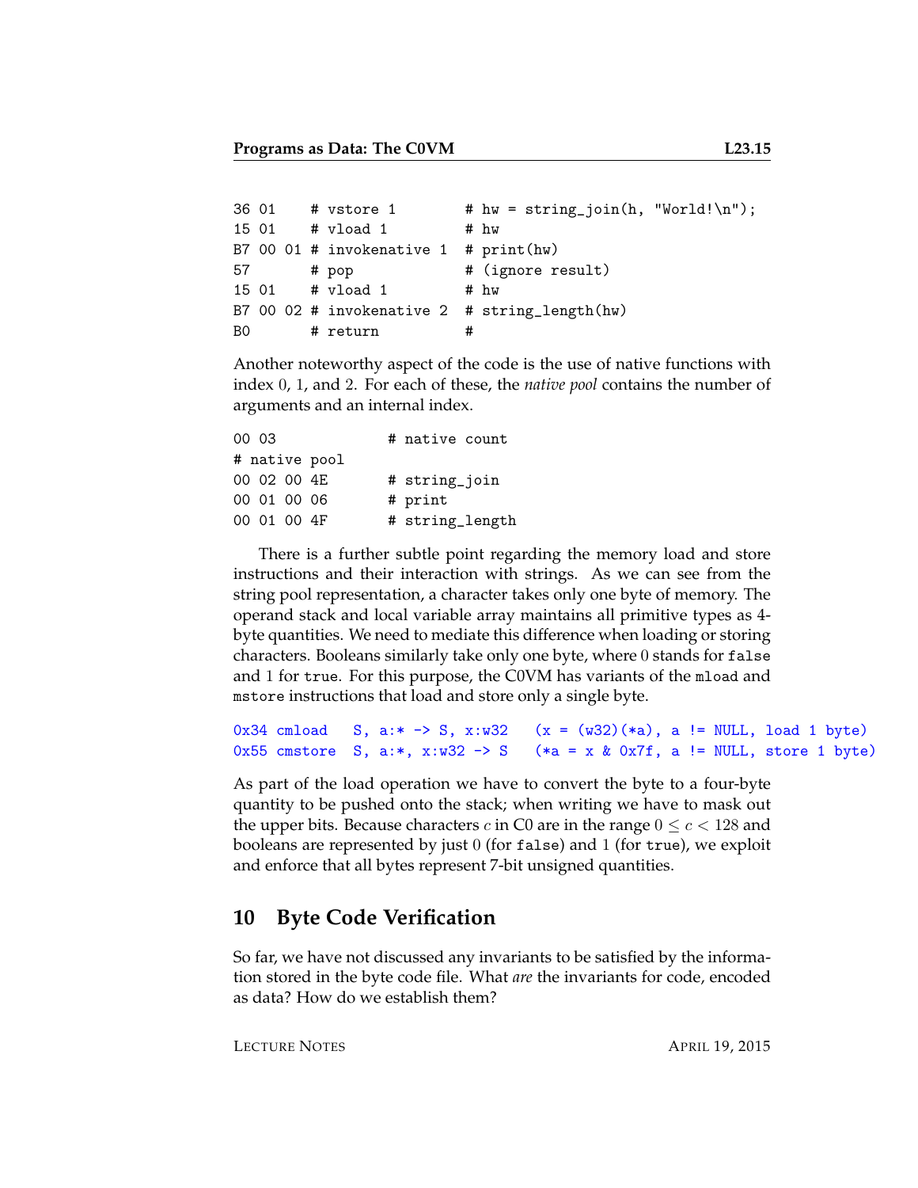```
36 01    # vstore 1         # hw = string_join(h, "World!\n");
15 01    # vload 1          # hw
B7 00 01 # invokenative 1   # print(hw)
57       # pop              # (ignore result)
15 01    # vload 1          # hw
B7 00 02 # invokenative 2   # string_length(hw)
B0       # return           #
```

Another noteworthy aspect of the code is the use of native functions with index 0, 1, and 2. For each of these, the *native pool* contains the number of arguments and an internal index.

```
00 03            # native count
# native pool
00 02 00 4E      # string_join
00 01 00 06      # print
00 01 00 4F      # string_length
```

There is a further subtle point regarding the memory load and store instructions and their interaction with strings. As we can see from the string pool representation, a character takes only one byte of memory. The operand stack and local variable array maintains all primitive types as 4-byte quantities. We need to mediate this difference when loading or storing characters. Booleans similarly take only one byte, where 0 stands for `false` and 1 for `true`. For this purpose, the C0VM has variants of the `mload` and `mstore` instructions that load and store only a single byte.

```
0x34 cmload   S, a:* -> S, x:w32   (x = (w32)(*a), a != NULL, load 1 byte)
0x55 cmstore  S, a:*, x:w32 -> S   (*a = x & 0x7f, a != NULL, store 1 byte)
```

As part of the load operation we have to convert the byte to a four-byte quantity to be pushed onto the stack; when writing we have to mask out the upper bits. Because characters $c$ in C0 are in the range $0 \leq c < 128$ and booleans are represented by just 0 (for `false`) and 1 (for `true`), we exploit and enforce that all bytes represent 7-bit unsigned quantities.

## 10 Byte Code Verification

So far, we have not discussed any invariants to be satisfied by the information stored in the byte code file. What *are* the invariants for code, encoded as data? How do we establish them?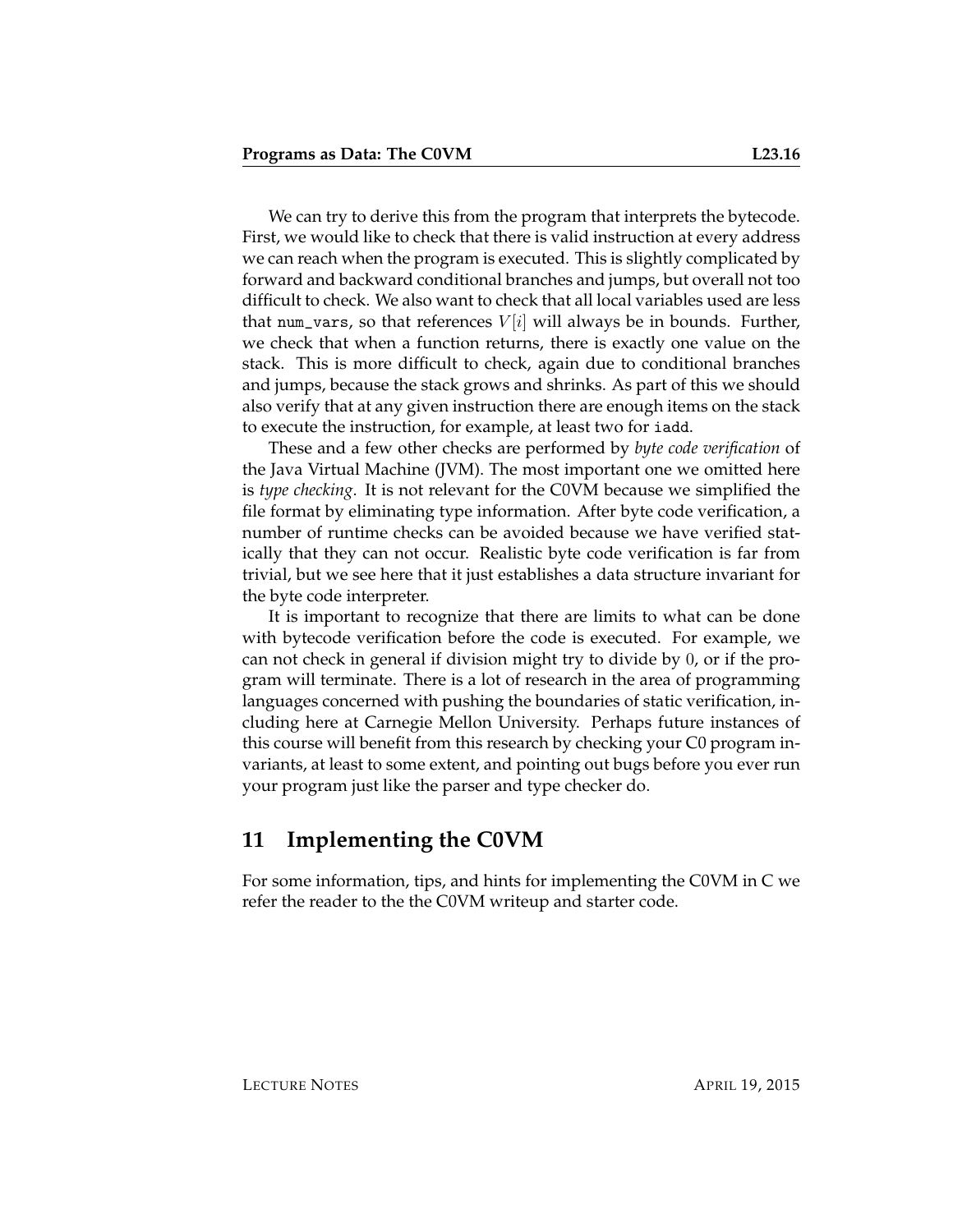We can try to derive this from the program that interprets the bytecode. First, we would like to check that there is valid instruction at every address we can reach when the program is executed. This is slightly complicated by forward and backward conditional branches and jumps, but overall not too difficult to check. We also want to check that all local variables used are less that `num_vars`, so that references $V[i]$ will always be in bounds. Further, we check that when a function returns, there is exactly one value on the stack. This is more difficult to check, again due to conditional branches and jumps, because the stack grows and shrinks. As part of this we should also verify that at any given instruction there are enough items on the stack to execute the instruction, for example, at least two for `iadd`.

These and a few other checks are performed by *byte code verification* of the Java Virtual Machine (JVM). The most important one we omitted here is *type checking*. It is not relevant for the C0VM because we simplified the file format by eliminating type information. After byte code verification, a number of runtime checks can be avoided because we have verified statically that they can not occur. Realistic byte code verification is far from trivial, but we see here that it just establishes a data structure invariant for the byte code interpreter.

It is important to recognize that there are limits to what can be done with bytecode verification before the code is executed. For example, we can not check in general if division might try to divide by $0$, or if the program will terminate. There is a lot of research in the area of programming languages concerned with pushing the boundaries of static verification, including here at Carnegie Mellon University. Perhaps future instances of this course will benefit from this research by checking your C0 program invariants, at least to some extent, and pointing out bugs before you ever run your program just like the parser and type checker do.

## 11 Implementing the C0VM

For some information, tips, and hints for implementing the C0VM in C we refer the reader to the the C0VM writeup and starter code.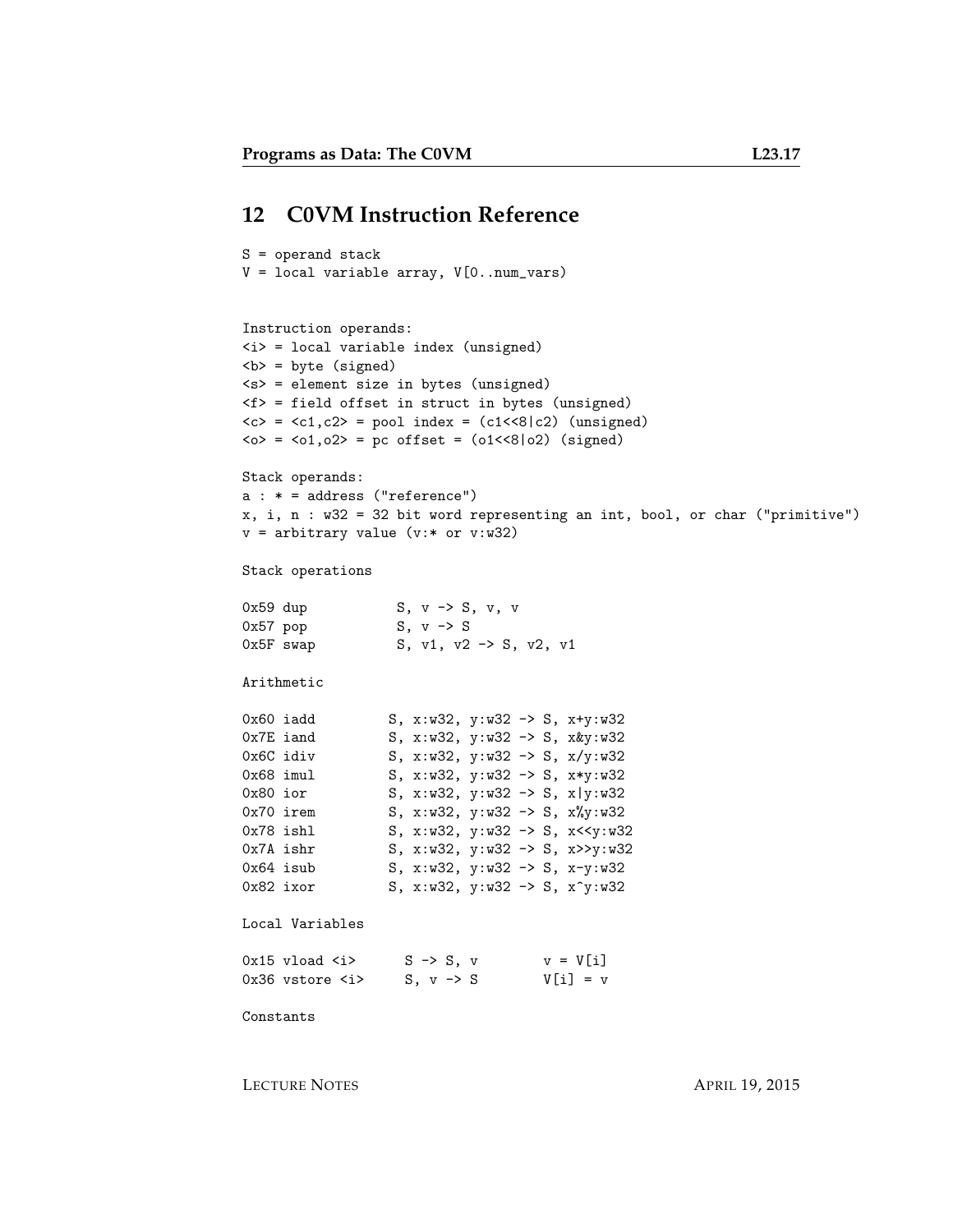## 12 C0VM Instruction Reference

```
S = operand stack
V = local variable array, V[0..num_vars)


Instruction operands:
<i> = local variable index (unsigned)
<b> = byte (signed)
<s> = element size in bytes (unsigned)
<f> = field offset in struct in bytes (unsigned)
<c> = <c1,c2> = pool index = (c1<<8|c2) (unsigned)
<o> = <o1,o2> = pc offset = (o1<<8|o2) (signed)

Stack operands:
a : * = address ("reference")
x, i, n : w32 = 32 bit word representing an int, bool, or char ("primitive")
v = arbitrary value (v:* or v:w32)

Stack operations

0x59 dup           S, v -> S, v, v
0x57 pop           S, v -> S
0x5F swap          S, v1, v2 -> S, v2, v1

Arithmetic

0x60 iadd         S, x:w32, y:w32 -> S, x+y:w32
0x7E iand         S, x:w32, y:w32 -> S, x&y:w32
0x6C idiv         S, x:w32, y:w32 -> S, x/y:w32
0x68 imul         S, x:w32, y:w32 -> S, x*y:w32
0x80 ior          S, x:w32, y:w32 -> S, x|y:w32
0x70 irem         S, x:w32, y:w32 -> S, x%y:w32
0x78 ishl         S, x:w32, y:w32 -> S, x<<y:w32
0x7A ishr         S, x:w32, y:w32 -> S, x>>y:w32
0x64 isub         S, x:w32, y:w32 -> S, x-y:w32
0x82 ixor         S, x:w32, y:w32 -> S, x^y:w32

Local Variables

0x15 vload <i>      S -> S, v        v = V[i]
0x36 vstore <i>     S, v -> S        V[i] = v

Constants
```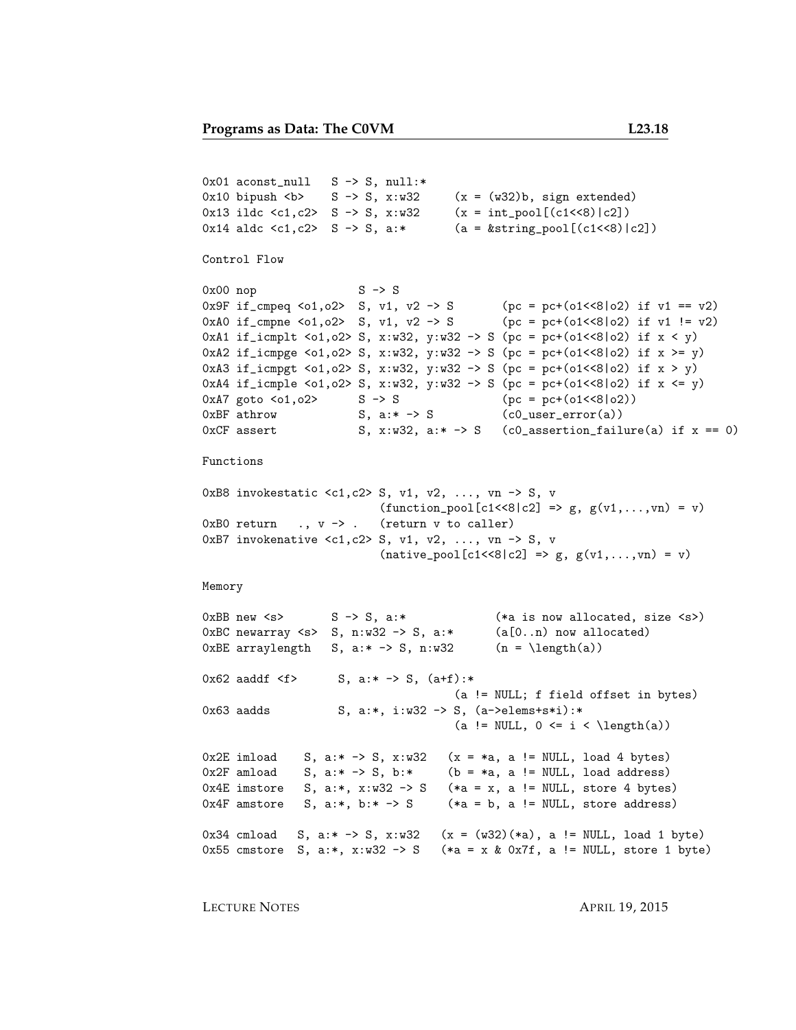```
0x01 aconst_null   S -> S, null:*
0x10 bipush <b>    S -> S, x:w32     (x = (w32)b, sign extended)
0x13 ildc <c1,c2>  S -> S, x:w32     (x = int_pool[(c1<<8)|c2])
0x14 aldc <c1,c2>  S -> S, a:*       (a = &string_pool[(c1<<8)|c2])
```

Control Flow

```
0x00 nop              S -> S
0x9F if_cmpeq <o1,o2>  S, v1, v2 -> S       (pc = pc+(o1<<8|o2) if v1 == v2)
0xA0 if_cmpne <o1,o2>  S, v1, v2 -> S       (pc = pc+(o1<<8|o2) if v1 != v2)
0xA1 if_icmplt <o1,o2> S, x:w32, y:w32 -> S (pc = pc+(o1<<8|o2) if x < y)
0xA2 if_icmpge <o1,o2> S, x:w32, y:w32 -> S (pc = pc+(o1<<8|o2) if x >= y)
0xA3 if_icmpgt <o1,o2> S, x:w32, y:w32 -> S (pc = pc+(o1<<8|o2) if x > y)
0xA4 if_icmple <o1,o2> S, x:w32, y:w32 -> S (pc = pc+(o1<<8|o2) if x <= y)
0xA7 goto <o1,o2>      S -> S               (pc = pc+(o1<<8|o2))
0xBF athrow            S, a:* -> S          (c0_user_error(a))
0xCF assert            S, x:w32, a:* -> S   (c0_assertion_failure(a) if x == 0)
```

Functions

```
0xB8 invokestatic <c1,c2> S, v1, v2, ..., vn -> S, v
                          (function_pool[c1<<8|c2] => g, g(v1,...,vn) = v)
0xB0 return   ., v -> .   (return v to caller)
0xB7 invokenative <c1,c2> S, v1, v2, ..., vn -> S, v
                          (native_pool[c1<<8|c2] => g, g(v1,...,vn) = v)
```

Memory

```
0xBB new <s>       S -> S, a:*             (*a is now allocated, size <s>)
0xBC newarray <s>  S, n:w32 -> S, a:*      (a[0..n) now allocated)
0xBE arraylength   S, a:* -> S, n:w32      (n = \length(a))

0x62 aaddf <f>      S, a:* -> S, (a+f):*
                                (a != NULL; f field offset in bytes)
0x63 aadds          S, a:*, i:w32 -> S, (a->elems+s*i):*
                                (a != NULL, 0 <= i < \length(a))

0x2E imload    S, a:* -> S, x:w32   (x = *a, a != NULL, load 4 bytes)
0x2F amload    S, a:* -> S, b:*     (b = *a, a != NULL, load address)
0x4E imstore   S, a:*, x:w32 -> S   (*a = x, a != NULL, store 4 bytes)
0x4F amstore   S, a:*, b:* -> S     (*a = b, a != NULL, store address)

0x34 cmload   S, a:* -> S, x:w32   (x = (w32)(*a), a != NULL, load 1 byte)
0x55 cmstore  S, a:*, x:w32 -> S   (*a = x & 0x7f, a != NULL, store 1 byte)
```